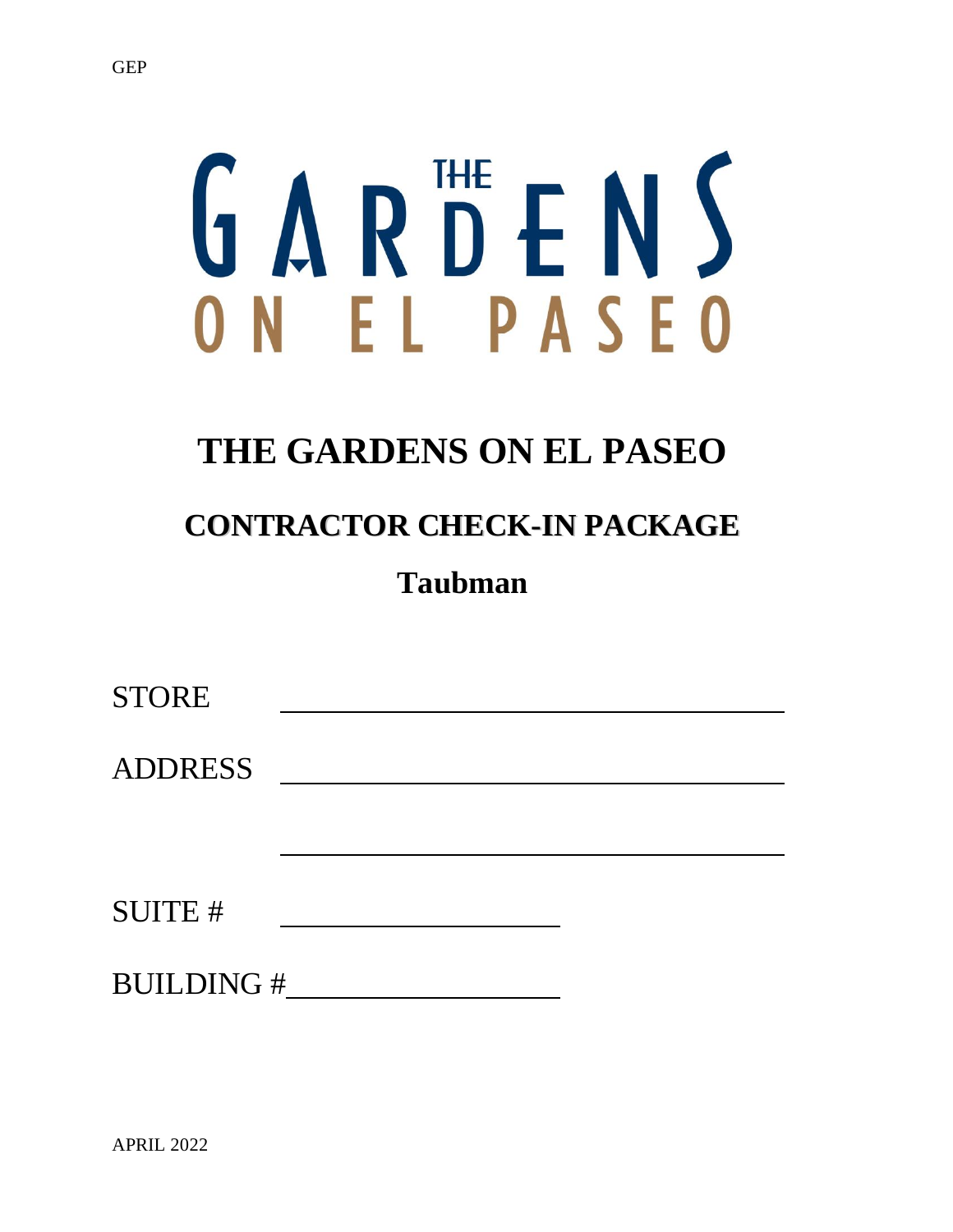GEP

THE GARDENS ON EL PASEO

# THE GARDENS ON EL PASEO

## CONTRACTOR CHECK-IN PACKAGE

## Taubman

STORE \_\_\_\_\_\_\_\_\_\_\_\_\_\_\_\_\_\_\_\_\_\_\_\_\_\_\_\_\_\_\_\_\_\_\_\_

ADDRESS \_\_\_\_\_\_\_\_\_\_\_\_\_\_\_\_\_\_\_\_\_\_\_\_\_\_\_\_\_\_\_\_\_\_\_\_

\_\_\_\_\_\_\_\_\_\_\_\_\_\_\_\_\_\_\_\_\_\_\_\_\_\_\_\_\_\_\_\_\_\_\_\_

SUITE # \_\_\_\_\_\_\_\_\_\_\_\_\_\_\_\_\_\_\_\_

BUILDING # \_\_\_\_\_\_\_\_\_\_\_\_\_\_\_\_\_\_\_\_

APRIL 2022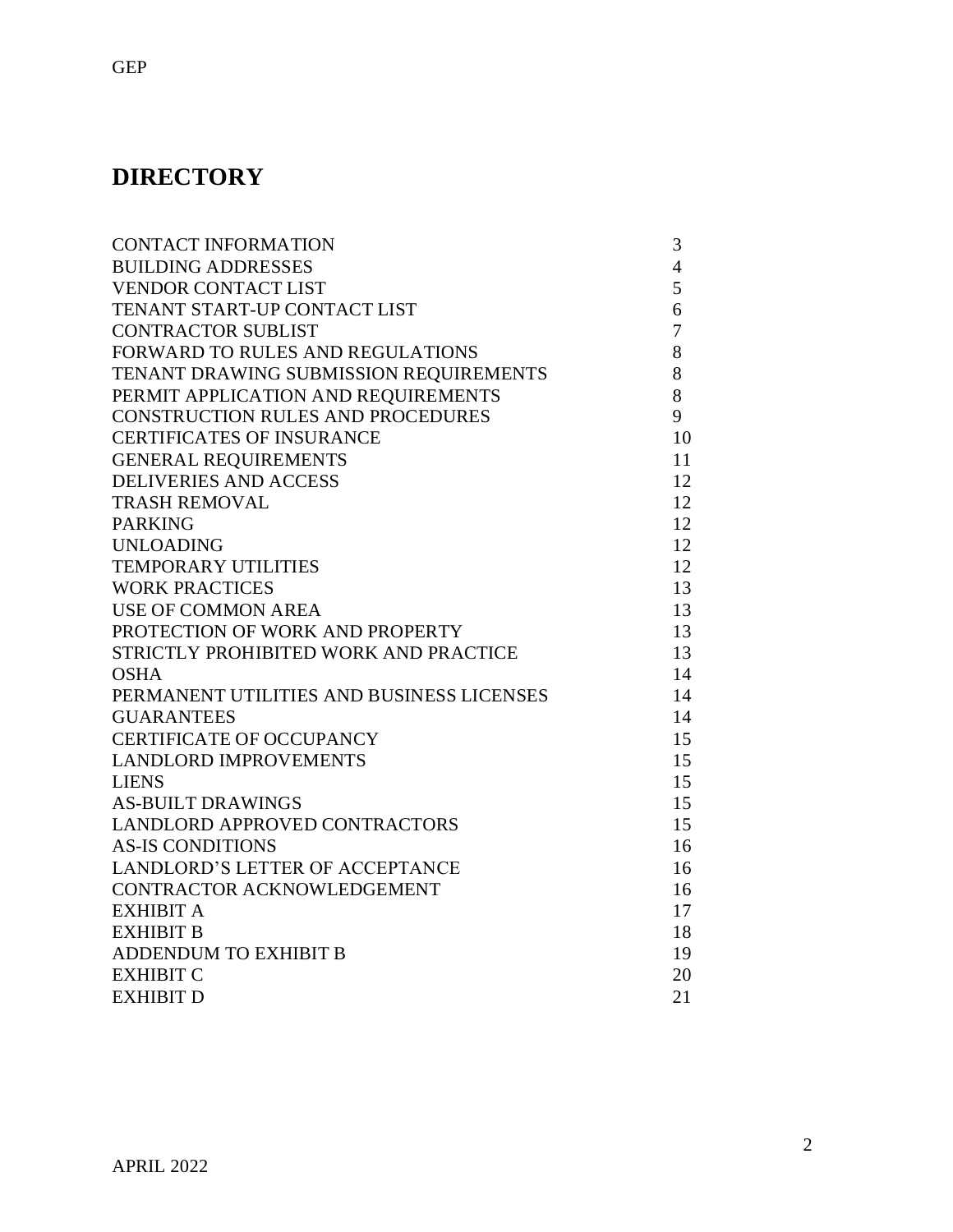# DIRECTORY

| | |
|---|---|
| CONTACT INFORMATION | 3 |
| BUILDING ADDRESSES | 4 |
| VENDOR CONTACT LIST | 5 |
| TENANT START-UP CONTACT LIST | 6 |
| CONTRACTOR SUBLIST | 7 |
| FORWARD TO RULES AND REGULATIONS | 8 |
| TENANT DRAWING SUBMISSION REQUIREMENTS | 8 |
| PERMIT APPLICATION AND REQUIREMENTS | 8 |
| CONSTRUCTION RULES AND PROCEDURES | 9 |
| CERTIFICATES OF INSURANCE | 10 |
| GENERAL REQUIREMENTS | 11 |
| DELIVERIES AND ACCESS | 12 |
| TRASH REMOVAL | 12 |
| PARKING | 12 |
| UNLOADING | 12 |
| TEMPORARY UTILITIES | 12 |
| WORK PRACTICES | 13 |
| USE OF COMMON AREA | 13 |
| PROTECTION OF WORK AND PROPERTY | 13 |
| STRICTLY PROHIBITED WORK AND PRACTICE | 13 |
| OSHA | 14 |
| PERMANENT UTILITIES AND BUSINESS LICENSES | 14 |
| GUARANTEES | 14 |
| CERTIFICATE OF OCCUPANCY | 15 |
| LANDLORD IMPROVEMENTS | 15 |
| LIENS | 15 |
| AS-BUILT DRAWINGS | 15 |
| LANDLORD APPROVED CONTRACTORS | 15 |
| AS-IS CONDITIONS | 16 |
| LANDLORD'S LETTER OF ACCEPTANCE | 16 |
| CONTRACTOR ACKNOWLEDGEMENT | 16 |
| EXHIBIT A | 17 |
| EXHIBIT B | 18 |
| ADDENDUM TO EXHIBIT B | 19 |
| EXHIBIT C | 20 |
| EXHIBIT D | 21 |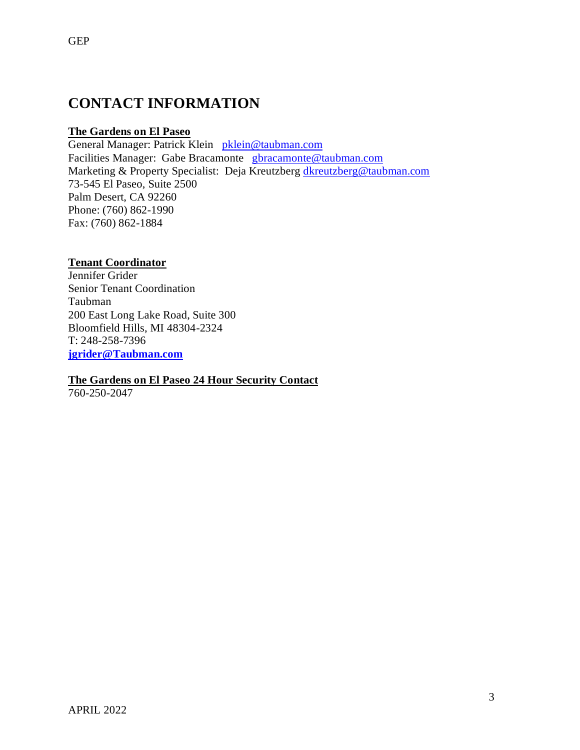# CONTACT INFORMATION

**The Gardens on El Paseo**

General Manager: Patrick Klein pklein@taubman.com
Facilities Manager: Gabe Bracamonte gbracamonte@taubman.com
Marketing & Property Specialist: Deja Kreutzberg dkreutzberg@taubman.com
73-545 El Paseo, Suite 2500
Palm Desert, CA 92260
Phone: (760) 862-1990
Fax: (760) 862-1884

**Tenant Coordinator**

Jennifer Grider
Senior Tenant Coordination
Taubman
200 East Long Lake Road, Suite 300
Bloomfield Hills, MI 48304-2324
T: 248-258-7396
**jgrider@Taubman.com**

**The Gardens on El Paseo 24 Hour Security Contact**

760-250-2047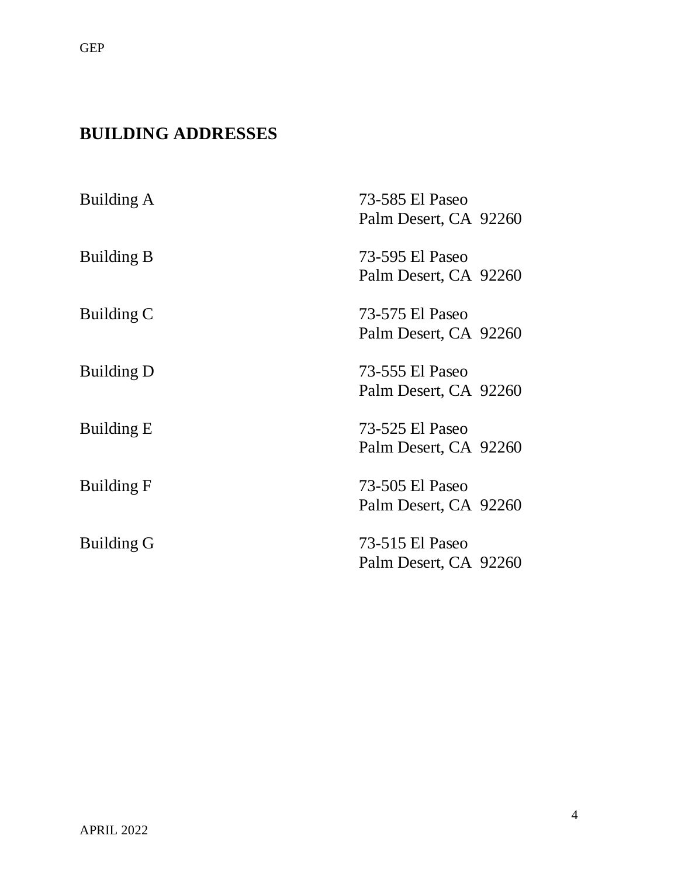## BUILDING ADDRESSES

| | |
|---|---|
| Building A | 73-585 El Paseo<br>Palm Desert, CA 92260 |
| Building B | 73-595 El Paseo<br>Palm Desert, CA 92260 |
| Building C | 73-575 El Paseo<br>Palm Desert, CA 92260 |
| Building D | 73-555 El Paseo<br>Palm Desert, CA 92260 |
| Building E | 73-525 El Paseo<br>Palm Desert, CA 92260 |
| Building F | 73-505 El Paseo<br>Palm Desert, CA 92260 |
| Building G | 73-515 El Paseo<br>Palm Desert, CA 92260 |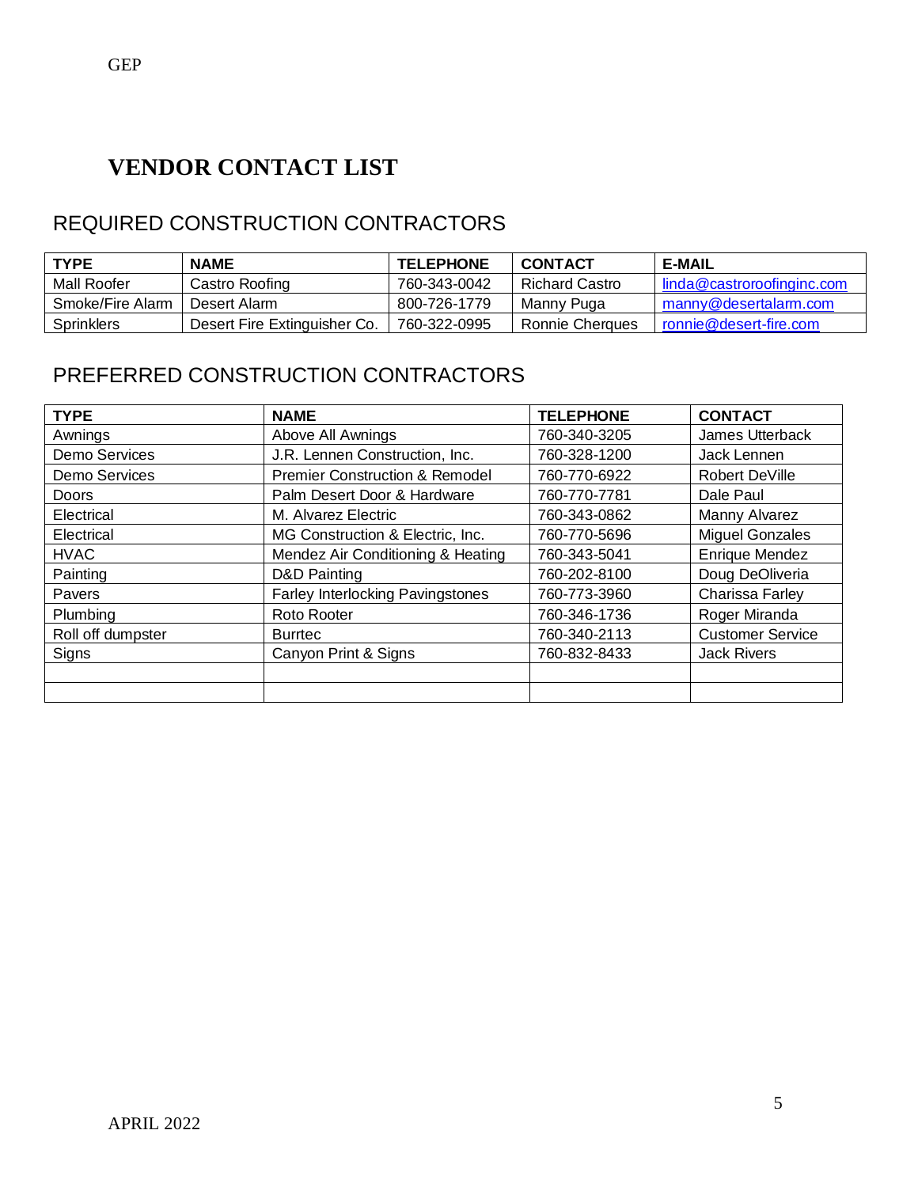# VENDOR CONTACT LIST

## REQUIRED CONSTRUCTION CONTRACTORS

| TYPE | NAME | TELEPHONE | CONTACT | E-MAIL |
|---|---|---|---|---|
| Mall Roofer | Castro Roofing | 760-343-0042 | Richard Castro | linda@castroroofinginc.com |
| Smoke/Fire Alarm | Desert Alarm | 800-726-1779 | Manny Puga | manny@desertalarm.com |
| Sprinklers | Desert Fire Extinguisher Co. | 760-322-0995 | Ronnie Cherques | ronnie@desert-fire.com |

## PREFERRED CONSTRUCTION CONTRACTORS

| TYPE | NAME | TELEPHONE | CONTACT |
|---|---|---|---|
| Awnings | Above All Awnings | 760-340-3205 | James Utterback |
| Demo Services | J.R. Lennen Construction, Inc. | 760-328-1200 | Jack Lennen |
| Demo Services | Premier Construction & Remodel | 760-770-6922 | Robert DeVille |
| Doors | Palm Desert Door & Hardware | 760-770-7781 | Dale Paul |
| Electrical | M. Alvarez Electric | 760-343-0862 | Manny Alvarez |
| Electrical | MG Construction & Electric, Inc. | 760-770-5696 | Miguel Gonzales |
| HVAC | Mendez Air Conditioning & Heating | 760-343-5041 | Enrique Mendez |
| Painting | D&D Painting | 760-202-8100 | Doug DeOliveria |
| Pavers | Farley Interlocking Pavingstones | 760-773-3960 | Charissa Farley |
| Plumbing | Roto Rooter | 760-346-1736 | Roger Miranda |
| Roll off dumpster | Burrtec | 760-340-2113 | Customer Service |
| Signs | Canyon Print & Signs | 760-832-8433 | Jack Rivers |
| | | | |
| | | | |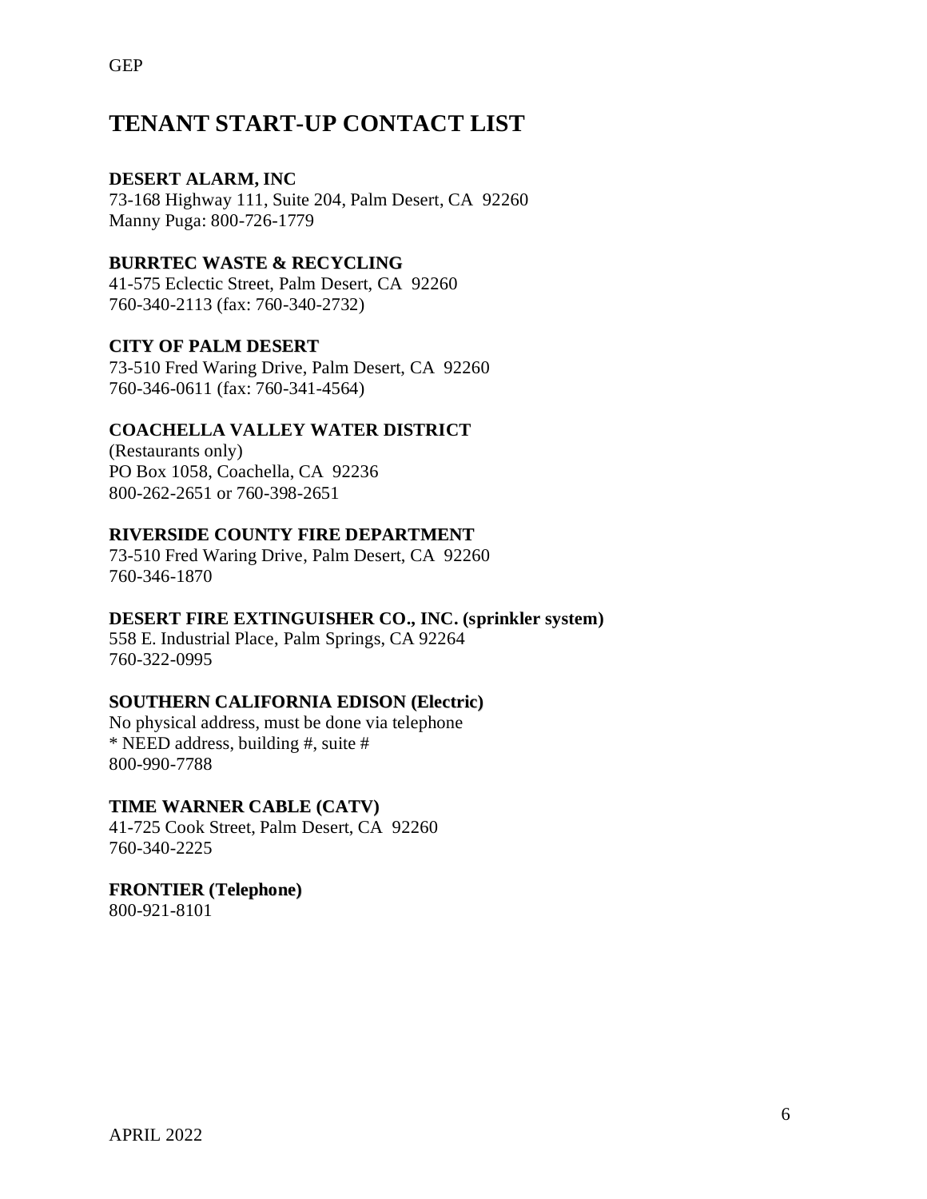# TENANT START-UP CONTACT LIST

**DESERT ALARM, INC**
73-168 Highway 111, Suite 204, Palm Desert, CA 92260
Manny Puga: 800-726-1779

**BURRTEC WASTE & RECYCLING**
41-575 Eclectic Street, Palm Desert, CA 92260
760-340-2113 (fax: 760-340-2732)

**CITY OF PALM DESERT**
73-510 Fred Waring Drive, Palm Desert, CA 92260
760-346-0611 (fax: 760-341-4564)

**COACHELLA VALLEY WATER DISTRICT**
(Restaurants only)
PO Box 1058, Coachella, CA 92236
800-262-2651 or 760-398-2651

**RIVERSIDE COUNTY FIRE DEPARTMENT**
73-510 Fred Waring Drive, Palm Desert, CA 92260
760-346-1870

**DESERT FIRE EXTINGUISHER CO., INC. (sprinkler system)**
558 E. Industrial Place, Palm Springs, CA 92264
760-322-0995

**SOUTHERN CALIFORNIA EDISON (Electric)**
No physical address, must be done via telephone
* NEED address, building #, suite #
800-990-7788

**TIME WARNER CABLE (CATV)**
41-725 Cook Street, Palm Desert, CA 92260
760-340-2225

**FRONTIER (Telephone)**
800-921-8101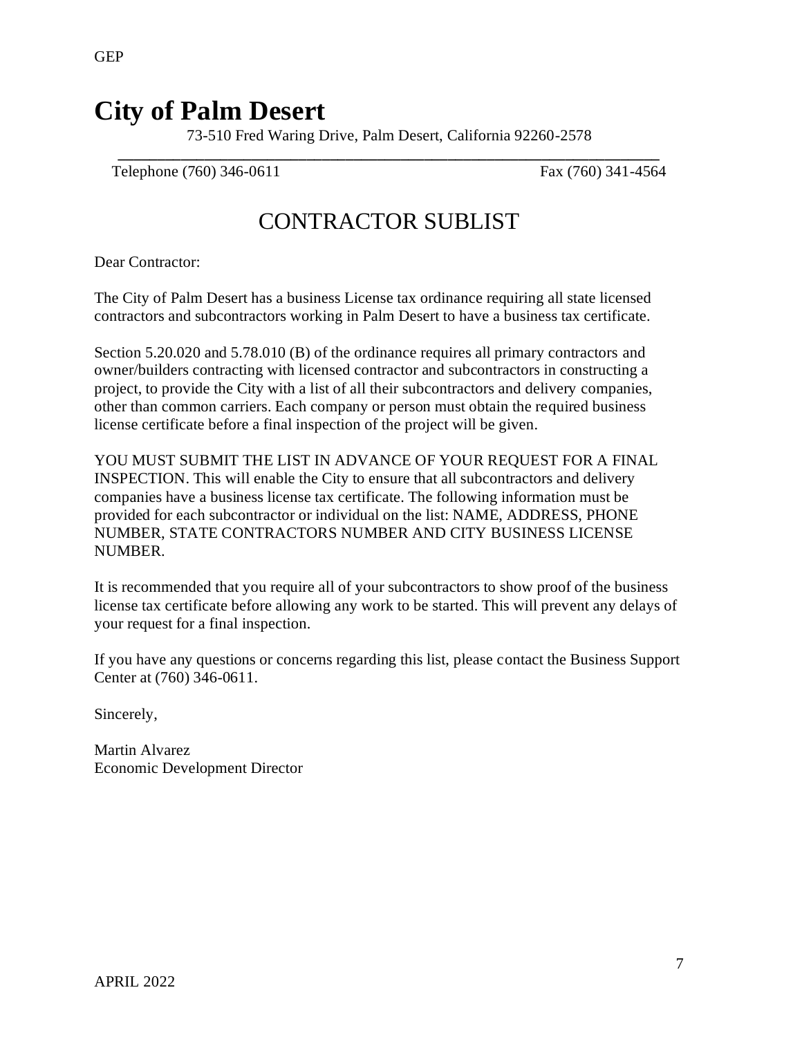# City of Palm Desert

73-510 Fred Waring Drive, Palm Desert, California 92260-2578

Telephone (760) 346-0611 Fax (760) 341-4564

## CONTRACTOR SUBLIST

Dear Contractor:

The City of Palm Desert has a business License tax ordinance requiring all state licensed contractors and subcontractors working in Palm Desert to have a business tax certificate.

Section 5.20.020 and 5.78.010 (B) of the ordinance requires all primary contractors and owner/builders contracting with licensed contractor and subcontractors in constructing a project, to provide the City with a list of all their subcontractors and delivery companies, other than common carriers. Each company or person must obtain the required business license certificate before a final inspection of the project will be given.

YOU MUST SUBMIT THE LIST IN ADVANCE OF YOUR REQUEST FOR A FINAL INSPECTION. This will enable the City to ensure that all subcontractors and delivery companies have a business license tax certificate. The following information must be provided for each subcontractor or individual on the list: NAME, ADDRESS, PHONE NUMBER, STATE CONTRACTORS NUMBER AND CITY BUSINESS LICENSE NUMBER.

It is recommended that you require all of your subcontractors to show proof of the business license tax certificate before allowing any work to be started. This will prevent any delays of your request for a final inspection.

If you have any questions or concerns regarding this list, please contact the Business Support Center at (760) 346-0611.

Sincerely,

Martin Alvarez
Economic Development Director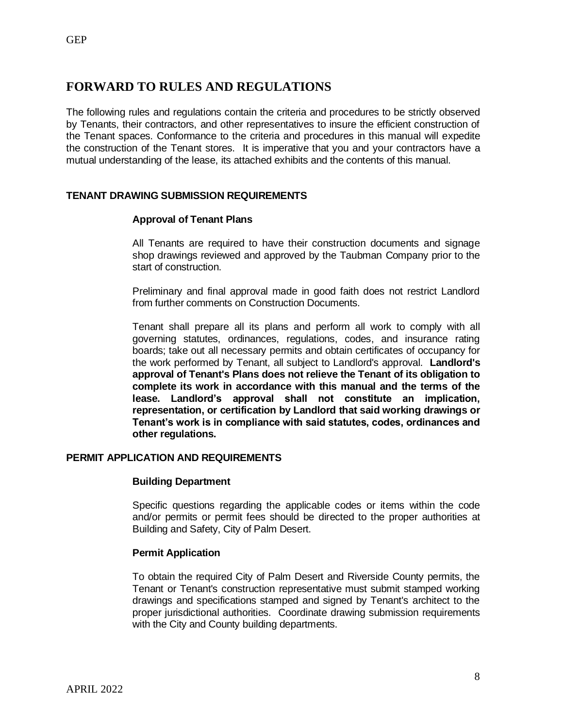# FORWARD TO RULES AND REGULATIONS

The following rules and regulations contain the criteria and procedures to be strictly observed by Tenants, their contractors, and other representatives to insure the efficient construction of the Tenant spaces. Conformance to the criteria and procedures in this manual will expedite the construction of the Tenant stores. It is imperative that you and your contractors have a mutual understanding of the lease, its attached exhibits and the contents of this manual.

## TENANT DRAWING SUBMISSION REQUIREMENTS

### Approval of Tenant Plans

All Tenants are required to have their construction documents and signage shop drawings reviewed and approved by the Taubman Company prior to the start of construction.

Preliminary and final approval made in good faith does not restrict Landlord from further comments on Construction Documents.

Tenant shall prepare all its plans and perform all work to comply with all governing statutes, ordinances, regulations, codes, and insurance rating boards; take out all necessary permits and obtain certificates of occupancy for the work performed by Tenant, all subject to Landlord's approval. **Landlord's approval of Tenant's Plans does not relieve the Tenant of its obligation to complete its work in accordance with this manual and the terms of the lease. Landlord's approval shall not constitute an implication, representation, or certification by Landlord that said working drawings or Tenant's work is in compliance with said statutes, codes, ordinances and other regulations.**

## PERMIT APPLICATION AND REQUIREMENTS

### Building Department

Specific questions regarding the applicable codes or items within the code and/or permits or permit fees should be directed to the proper authorities at Building and Safety, City of Palm Desert.

### Permit Application

To obtain the required City of Palm Desert and Riverside County permits, the Tenant or Tenant's construction representative must submit stamped working drawings and specifications stamped and signed by Tenant's architect to the proper jurisdictional authorities. Coordinate drawing submission requirements with the City and County building departments.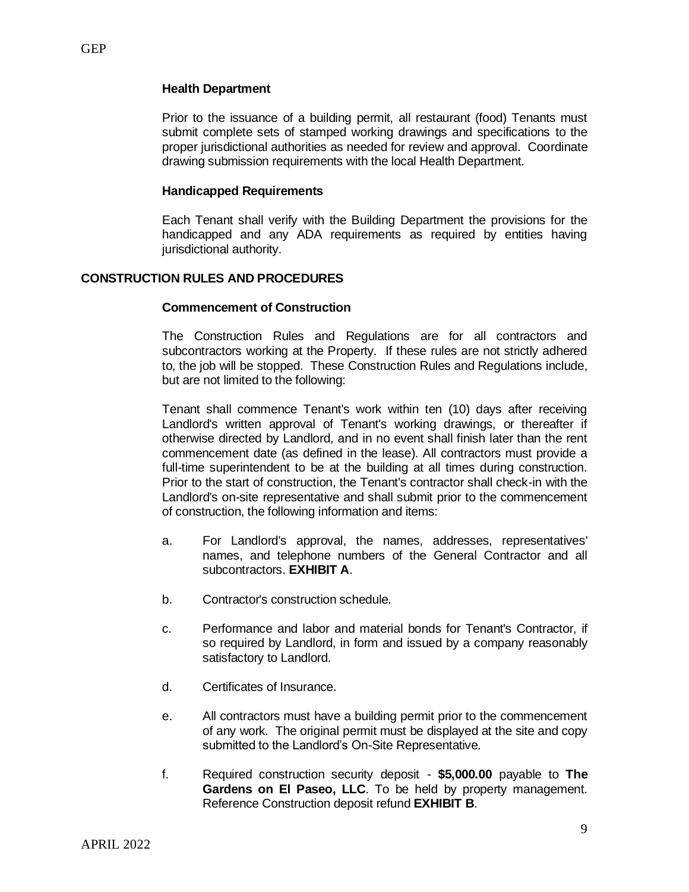### Health Department

Prior to the issuance of a building permit, all restaurant (food) Tenants must submit complete sets of stamped working drawings and specifications to the proper jurisdictional authorities as needed for review and approval. Coordinate drawing submission requirements with the local Health Department.

### Handicapped Requirements

Each Tenant shall verify with the Building Department the provisions for the handicapped and any ADA requirements as required by entities having jurisdictional authority.

## CONSTRUCTION RULES AND PROCEDURES

### Commencement of Construction

The Construction Rules and Regulations are for all contractors and subcontractors working at the Property. If these rules are not strictly adhered to, the job will be stopped. These Construction Rules and Regulations include, but are not limited to the following:

Tenant shall commence Tenant's work within ten (10) days after receiving Landlord's written approval of Tenant's working drawings, or thereafter if otherwise directed by Landlord, and in no event shall finish later than the rent commencement date (as defined in the lease). All contractors must provide a full-time superintendent to be at the building at all times during construction. Prior to the start of construction, the Tenant's contractor shall check-in with the Landlord's on-site representative and shall submit prior to the commencement of construction, the following information and items:

a. For Landlord's approval, the names, addresses, representatives' names, and telephone numbers of the General Contractor and all subcontractors. **EXHIBIT A**.

b. Contractor's construction schedule.

c. Performance and labor and material bonds for Tenant's Contractor, if so required by Landlord, in form and issued by a company reasonably satisfactory to Landlord.

d. Certificates of Insurance.

e. All contractors must have a building permit prior to the commencement of any work. The original permit must be displayed at the site and copy submitted to the Landlord's On-Site Representative.

f. Required construction security deposit - **$5,000.00** payable to **The Gardens on El Paseo, LLC**. To be held by property management. Reference Construction deposit refund **EXHIBIT B**.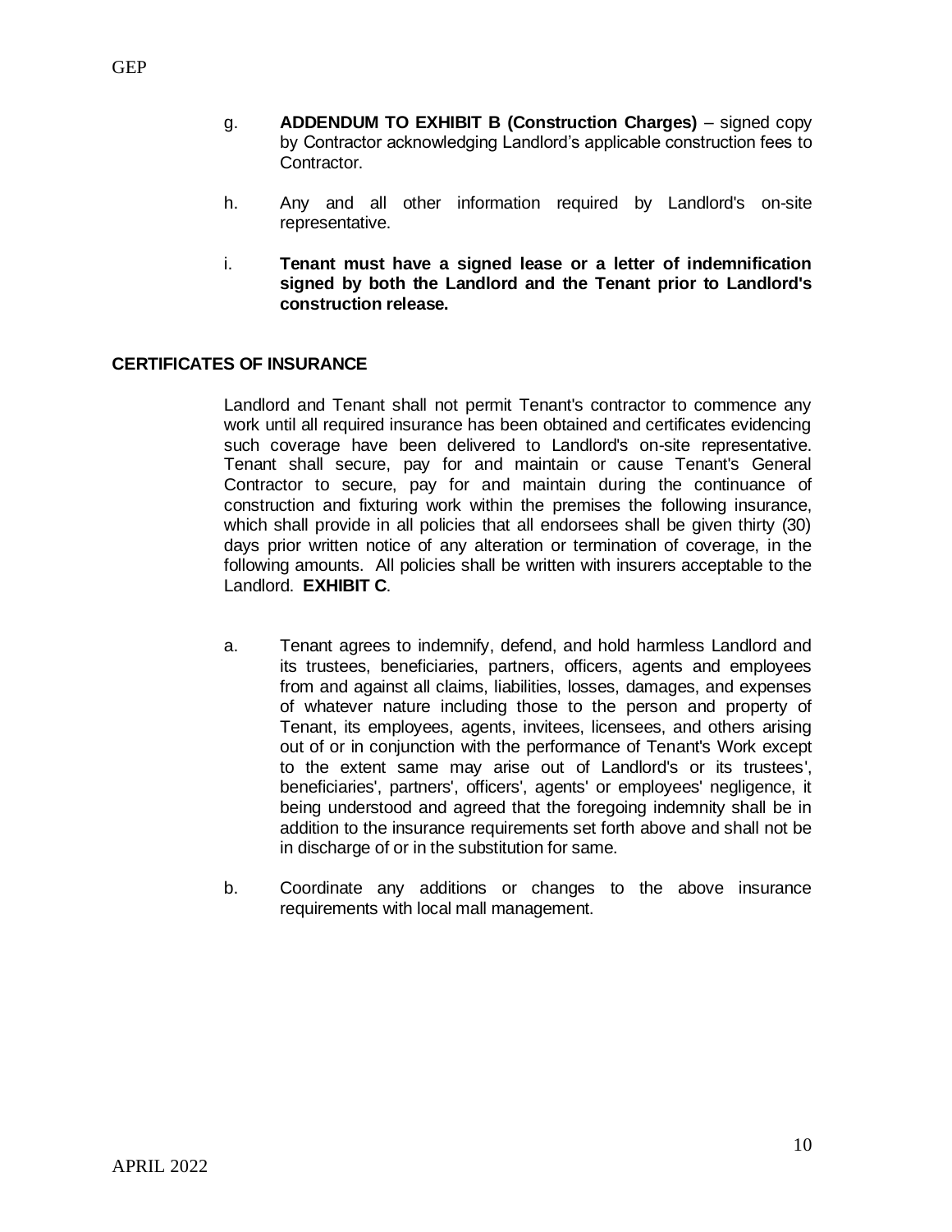g. **ADDENDUM TO EXHIBIT B (Construction Charges)** – signed copy by Contractor acknowledging Landlord's applicable construction fees to Contractor.

h. Any and all other information required by Landlord's on-site representative.

i. **Tenant must have a signed lease or a letter of indemnification signed by both the Landlord and the Tenant prior to Landlord's construction release.**

## CERTIFICATES OF INSURANCE

Landlord and Tenant shall not permit Tenant's contractor to commence any work until all required insurance has been obtained and certificates evidencing such coverage have been delivered to Landlord's on-site representative. Tenant shall secure, pay for and maintain or cause Tenant's General Contractor to secure, pay for and maintain during the continuance of construction and fixturing work within the premises the following insurance, which shall provide in all policies that all endorsees shall be given thirty (30) days prior written notice of any alteration or termination of coverage, in the following amounts. All policies shall be written with insurers acceptable to the Landlord. **EXHIBIT C**.

a. Tenant agrees to indemnify, defend, and hold harmless Landlord and its trustees, beneficiaries, partners, officers, agents and employees from and against all claims, liabilities, losses, damages, and expenses of whatever nature including those to the person and property of Tenant, its employees, agents, invitees, licensees, and others arising out of or in conjunction with the performance of Tenant's Work except to the extent same may arise out of Landlord's or its trustees', beneficiaries', partners', officers', agents' or employees' negligence, it being understood and agreed that the foregoing indemnity shall be in addition to the insurance requirements set forth above and shall not be in discharge of or in the substitution for same.

b. Coordinate any additions or changes to the above insurance requirements with local mall management.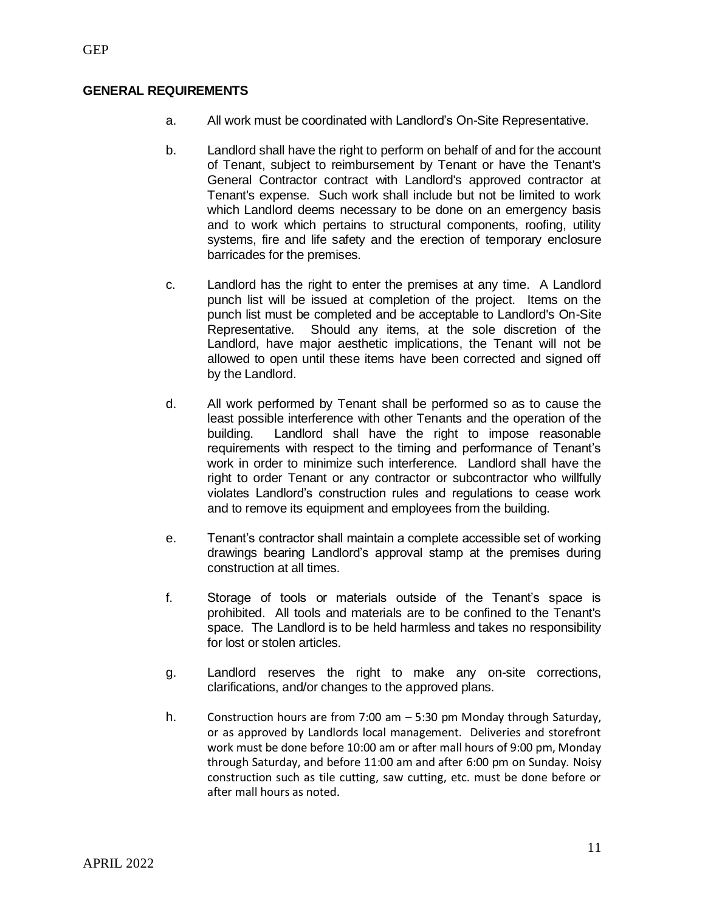## GENERAL REQUIREMENTS

a. All work must be coordinated with Landlord's On-Site Representative.

b. Landlord shall have the right to perform on behalf of and for the account of Tenant, subject to reimbursement by Tenant or have the Tenant's General Contractor contract with Landlord's approved contractor at Tenant's expense. Such work shall include but not be limited to work which Landlord deems necessary to be done on an emergency basis and to work which pertains to structural components, roofing, utility systems, fire and life safety and the erection of temporary enclosure barricades for the premises.

c. Landlord has the right to enter the premises at any time. A Landlord punch list will be issued at completion of the project. Items on the punch list must be completed and be acceptable to Landlord's On-Site Representative. Should any items, at the sole discretion of the Landlord, have major aesthetic implications, the Tenant will not be allowed to open until these items have been corrected and signed off by the Landlord.

d. All work performed by Tenant shall be performed so as to cause the least possible interference with other Tenants and the operation of the building. Landlord shall have the right to impose reasonable requirements with respect to the timing and performance of Tenant's work in order to minimize such interference. Landlord shall have the right to order Tenant or any contractor or subcontractor who willfully violates Landlord's construction rules and regulations to cease work and to remove its equipment and employees from the building.

e. Tenant's contractor shall maintain a complete accessible set of working drawings bearing Landlord's approval stamp at the premises during construction at all times.

f. Storage of tools or materials outside of the Tenant's space is prohibited. All tools and materials are to be confined to the Tenant's space. The Landlord is to be held harmless and takes no responsibility for lost or stolen articles.

g. Landlord reserves the right to make any on-site corrections, clarifications, and/or changes to the approved plans.

h. Construction hours are from 7:00 am – 5:30 pm Monday through Saturday, or as approved by Landlords local management. Deliveries and storefront work must be done before 10:00 am or after mall hours of 9:00 pm, Monday through Saturday, and before 11:00 am and after 6:00 pm on Sunday. Noisy construction such as tile cutting, saw cutting, etc. must be done before or after mall hours as noted.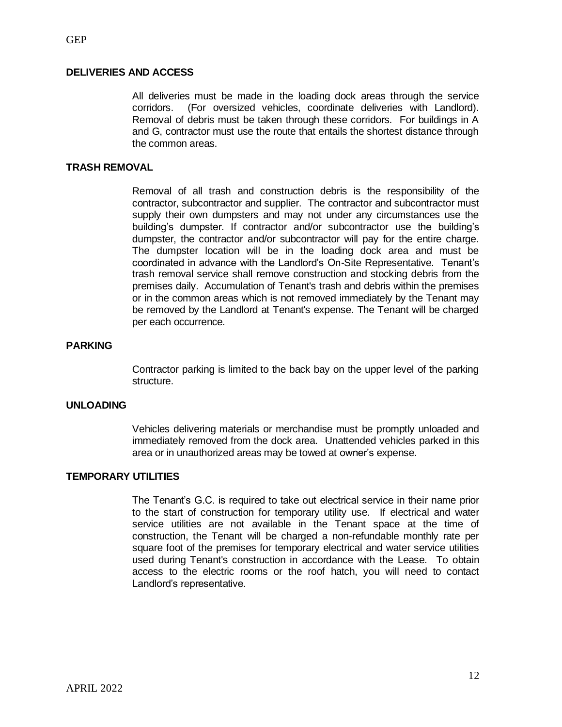## DELIVERIES AND ACCESS

All deliveries must be made in the loading dock areas through the service corridors. (For oversized vehicles, coordinate deliveries with Landlord). Removal of debris must be taken through these corridors. For buildings in A and G, contractor must use the route that entails the shortest distance through the common areas.

## TRASH REMOVAL

Removal of all trash and construction debris is the responsibility of the contractor, subcontractor and supplier. The contractor and subcontractor must supply their own dumpsters and may not under any circumstances use the building's dumpster. If contractor and/or subcontractor use the building's dumpster, the contractor and/or subcontractor will pay for the entire charge. The dumpster location will be in the loading dock area and must be coordinated in advance with the Landlord's On-Site Representative. Tenant's trash removal service shall remove construction and stocking debris from the premises daily. Accumulation of Tenant's trash and debris within the premises or in the common areas which is not removed immediately by the Tenant may be removed by the Landlord at Tenant's expense. The Tenant will be charged per each occurrence.

## PARKING

Contractor parking is limited to the back bay on the upper level of the parking structure.

## UNLOADING

Vehicles delivering materials or merchandise must be promptly unloaded and immediately removed from the dock area. Unattended vehicles parked in this area or in unauthorized areas may be towed at owner's expense.

## TEMPORARY UTILITIES

The Tenant's G.C. is required to take out electrical service in their name prior to the start of construction for temporary utility use. If electrical and water service utilities are not available in the Tenant space at the time of construction, the Tenant will be charged a non-refundable monthly rate per square foot of the premises for temporary electrical and water service utilities used during Tenant's construction in accordance with the Lease. To obtain access to the electric rooms or the roof hatch, you will need to contact Landlord's representative.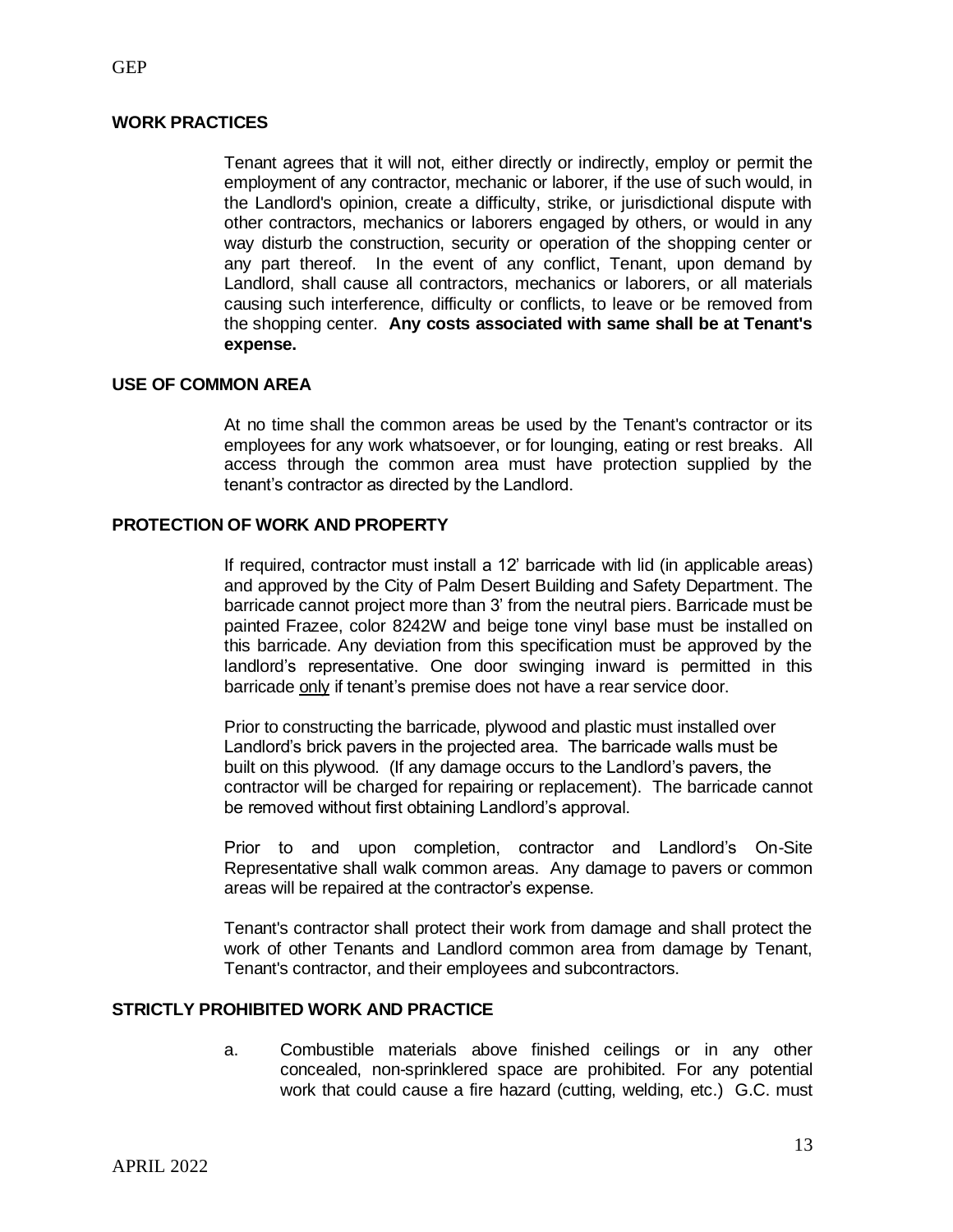## WORK PRACTICES

Tenant agrees that it will not, either directly or indirectly, employ or permit the employment of any contractor, mechanic or laborer, if the use of such would, in the Landlord's opinion, create a difficulty, strike, or jurisdictional dispute with other contractors, mechanics or laborers engaged by others, or would in any way disturb the construction, security or operation of the shopping center or any part thereof. In the event of any conflict, Tenant, upon demand by Landlord, shall cause all contractors, mechanics or laborers, or all materials causing such interference, difficulty or conflicts, to leave or be removed from the shopping center. **Any costs associated with same shall be at Tenant's expense.**

## USE OF COMMON AREA

At no time shall the common areas be used by the Tenant's contractor or its employees for any work whatsoever, or for lounging, eating or rest breaks. All access through the common area must have protection supplied by the tenant's contractor as directed by the Landlord.

## PROTECTION OF WORK AND PROPERTY

If required, contractor must install a 12' barricade with lid (in applicable areas) and approved by the City of Palm Desert Building and Safety Department. The barricade cannot project more than 3' from the neutral piers. Barricade must be painted Frazee, color 8242W and beige tone vinyl base must be installed on this barricade. Any deviation from this specification must be approved by the landlord's representative. One door swinging inward is permitted in this barricade only if tenant's premise does not have a rear service door.

Prior to constructing the barricade, plywood and plastic must installed over Landlord's brick pavers in the projected area. The barricade walls must be built on this plywood. (If any damage occurs to the Landlord's pavers, the contractor will be charged for repairing or replacement). The barricade cannot be removed without first obtaining Landlord's approval.

Prior to and upon completion, contractor and Landlord's On-Site Representative shall walk common areas. Any damage to pavers or common areas will be repaired at the contractor's expense.

Tenant's contractor shall protect their work from damage and shall protect the work of other Tenants and Landlord common area from damage by Tenant, Tenant's contractor, and their employees and subcontractors.

## STRICTLY PROHIBITED WORK AND PRACTICE

a. Combustible materials above finished ceilings or in any other concealed, non-sprinklered space are prohibited. For any potential work that could cause a fire hazard (cutting, welding, etc.) G.C. must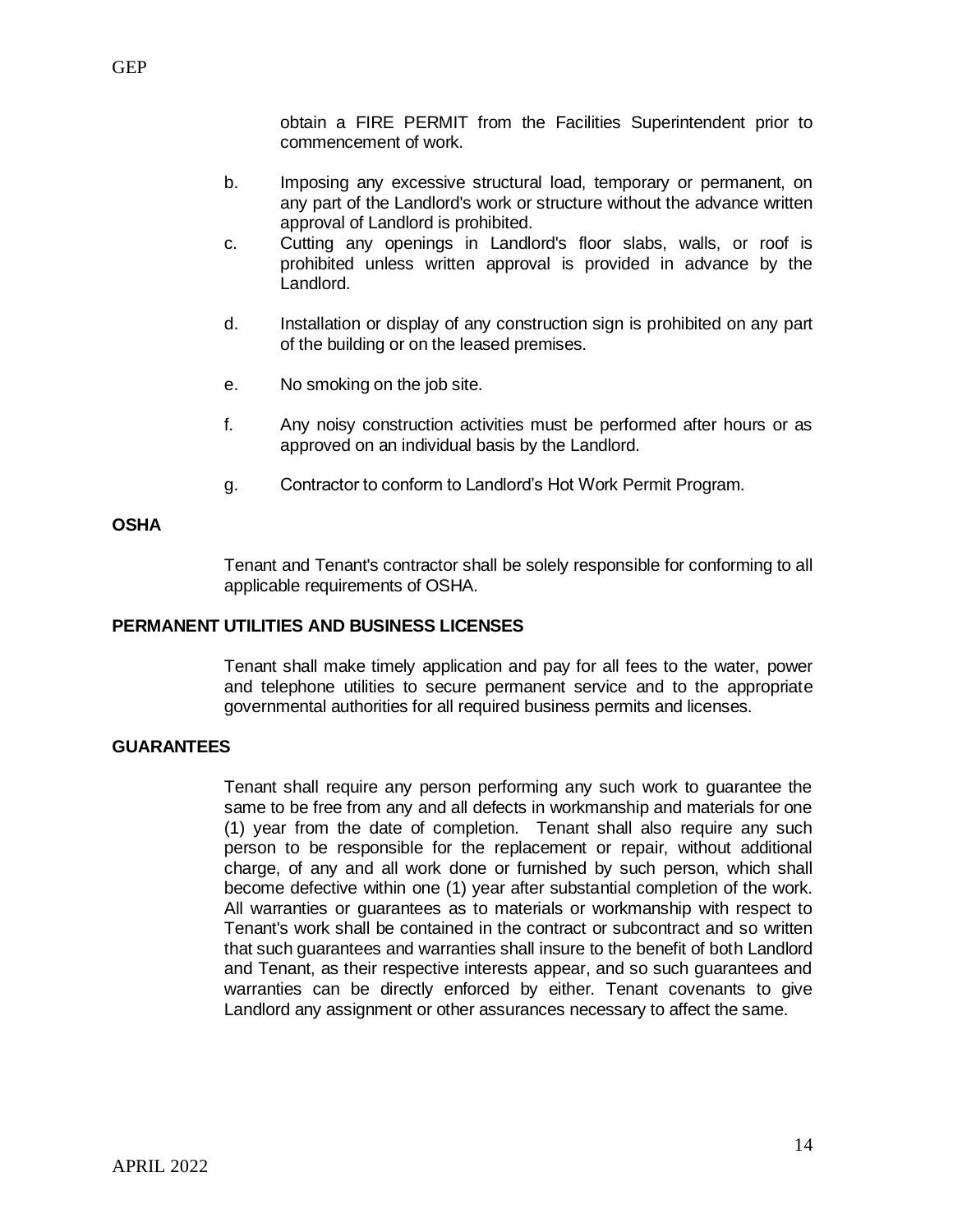obtain a FIRE PERMIT from the Facilities Superintendent prior to commencement of work.

b. Imposing any excessive structural load, temporary or permanent, on any part of the Landlord's work or structure without the advance written approval of Landlord is prohibited.

c. Cutting any openings in Landlord's floor slabs, walls, or roof is prohibited unless written approval is provided in advance by the Landlord.

d. Installation or display of any construction sign is prohibited on any part of the building or on the leased premises.

e. No smoking on the job site.

f. Any noisy construction activities must be performed after hours or as approved on an individual basis by the Landlord.

g. Contractor to conform to Landlord's Hot Work Permit Program.

**OSHA**

Tenant and Tenant's contractor shall be solely responsible for conforming to all applicable requirements of OSHA.

**PERMANENT UTILITIES AND BUSINESS LICENSES**

Tenant shall make timely application and pay for all fees to the water, power and telephone utilities to secure permanent service and to the appropriate governmental authorities for all required business permits and licenses.

**GUARANTEES**

Tenant shall require any person performing any such work to guarantee the same to be free from any and all defects in workmanship and materials for one (1) year from the date of completion. Tenant shall also require any such person to be responsible for the replacement or repair, without additional charge, of any and all work done or furnished by such person, which shall become defective within one (1) year after substantial completion of the work. All warranties or guarantees as to materials or workmanship with respect to Tenant's work shall be contained in the contract or subcontract and so written that such guarantees and warranties shall insure to the benefit of both Landlord and Tenant, as their respective interests appear, and so such guarantees and warranties can be directly enforced by either. Tenant covenants to give Landlord any assignment or other assurances necessary to affect the same.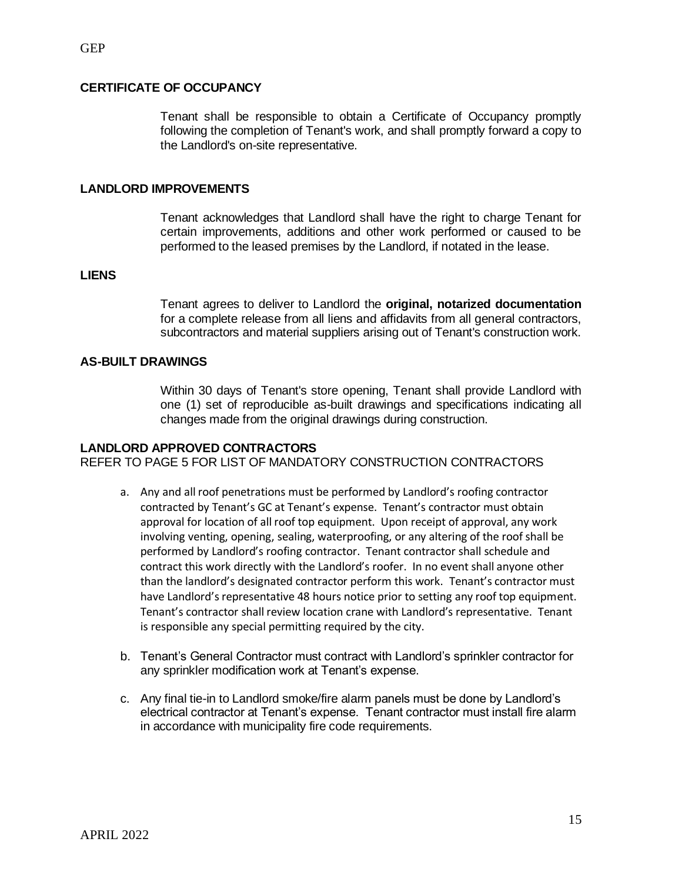## CERTIFICATE OF OCCUPANCY

Tenant shall be responsible to obtain a Certificate of Occupancy promptly following the completion of Tenant's work, and shall promptly forward a copy to the Landlord's on-site representative.

## LANDLORD IMPROVEMENTS

Tenant acknowledges that Landlord shall have the right to charge Tenant for certain improvements, additions and other work performed or caused to be performed to the leased premises by the Landlord, if notated in the lease.

## LIENS

Tenant agrees to deliver to Landlord the **original, notarized documentation** for a complete release from all liens and affidavits from all general contractors, subcontractors and material suppliers arising out of Tenant's construction work.

## AS-BUILT DRAWINGS

Within 30 days of Tenant's store opening, Tenant shall provide Landlord with one (1) set of reproducible as-built drawings and specifications indicating all changes made from the original drawings during construction.

## LANDLORD APPROVED CONTRACTORS

REFER TO PAGE 5 FOR LIST OF MANDATORY CONSTRUCTION CONTRACTORS

a. Any and all roof penetrations must be performed by Landlord's roofing contractor contracted by Tenant's GC at Tenant's expense. Tenant's contractor must obtain approval for location of all roof top equipment. Upon receipt of approval, any work involving venting, opening, sealing, waterproofing, or any altering of the roof shall be performed by Landlord's roofing contractor. Tenant contractor shall schedule and contract this work directly with the Landlord's roofer. In no event shall anyone other than the landlord's designated contractor perform this work. Tenant's contractor must have Landlord's representative 48 hours notice prior to setting any roof top equipment. Tenant's contractor shall review location crane with Landlord's representative. Tenant is responsible any special permitting required by the city.

b. Tenant's General Contractor must contract with Landlord's sprinkler contractor for any sprinkler modification work at Tenant's expense.

c. Any final tie-in to Landlord smoke/fire alarm panels must be done by Landlord's electrical contractor at Tenant's expense. Tenant contractor must install fire alarm in accordance with municipality fire code requirements.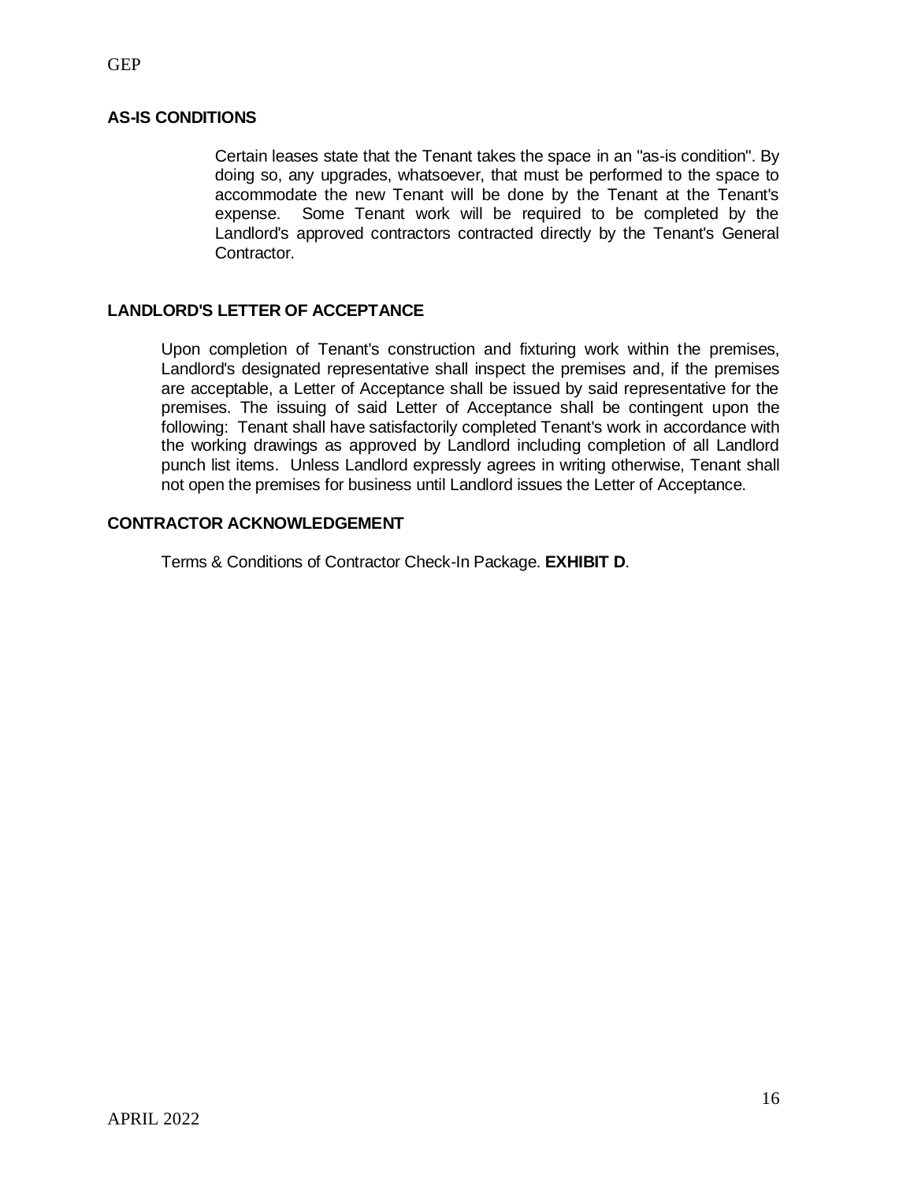## AS-IS CONDITIONS

Certain leases state that the Tenant takes the space in an "as-is condition". By doing so, any upgrades, whatsoever, that must be performed to the space to accommodate the new Tenant will be done by the Tenant at the Tenant's expense. Some Tenant work will be required to be completed by the Landlord's approved contractors contracted directly by the Tenant's General Contractor.

## LANDLORD'S LETTER OF ACCEPTANCE

Upon completion of Tenant's construction and fixturing work within the premises, Landlord's designated representative shall inspect the premises and, if the premises are acceptable, a Letter of Acceptance shall be issued by said representative for the premises. The issuing of said Letter of Acceptance shall be contingent upon the following: Tenant shall have satisfactorily completed Tenant's work in accordance with the working drawings as approved by Landlord including completion of all Landlord punch list items. Unless Landlord expressly agrees in writing otherwise, Tenant shall not open the premises for business until Landlord issues the Letter of Acceptance.

## CONTRACTOR ACKNOWLEDGEMENT

Terms & Conditions of Contractor Check-In Package. **EXHIBIT D**.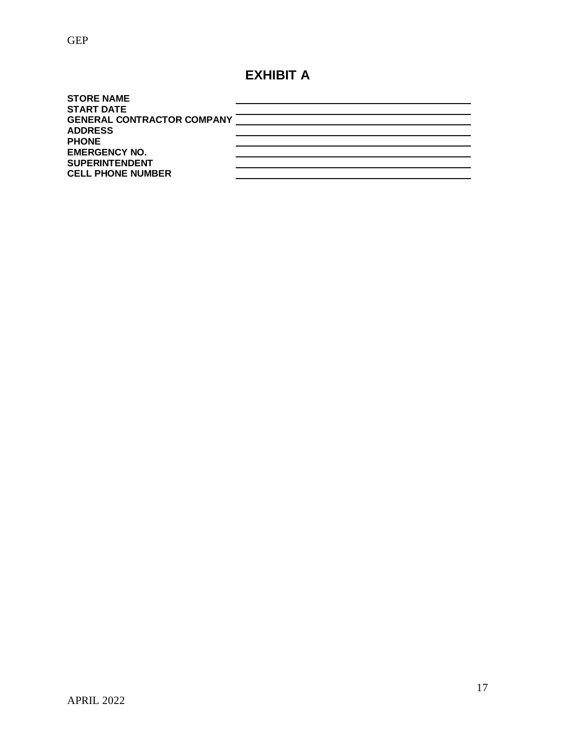# EXHIBIT A

**STORE NAME** \_\_\_\_\_\_\_\_\_\_\_\_\_\_\_\_\_\_\_\_\_\_\_\_\_\_\_\_\_\_\_\_\_\_\_\_\_\_\_\_

**START DATE** \_\_\_\_\_\_\_\_\_\_\_\_\_\_\_\_\_\_\_\_\_\_\_\_\_\_\_\_\_\_\_\_\_\_\_\_\_\_\_\_

**GENERAL CONTRACTOR COMPANY** \_\_\_\_\_\_\_\_\_\_\_\_\_\_\_\_\_\_\_\_\_\_\_\_\_\_\_\_\_\_\_\_\_\_\_\_\_\_\_\_

**ADDRESS** \_\_\_\_\_\_\_\_\_\_\_\_\_\_\_\_\_\_\_\_\_\_\_\_\_\_\_\_\_\_\_\_\_\_\_\_\_\_\_\_

**PHONE** \_\_\_\_\_\_\_\_\_\_\_\_\_\_\_\_\_\_\_\_\_\_\_\_\_\_\_\_\_\_\_\_\_\_\_\_\_\_\_\_

**EMERGENCY NO.** \_\_\_\_\_\_\_\_\_\_\_\_\_\_\_\_\_\_\_\_\_\_\_\_\_\_\_\_\_\_\_\_\_\_\_\_\_\_\_\_

**SUPERINTENDENT** \_\_\_\_\_\_\_\_\_\_\_\_\_\_\_\_\_\_\_\_\_\_\_\_\_\_\_\_\_\_\_\_\_\_\_\_\_\_\_\_

**CELL PHONE NUMBER** \_\_\_\_\_\_\_\_\_\_\_\_\_\_\_\_\_\_\_\_\_\_\_\_\_\_\_\_\_\_\_\_\_\_\_\_\_\_\_\_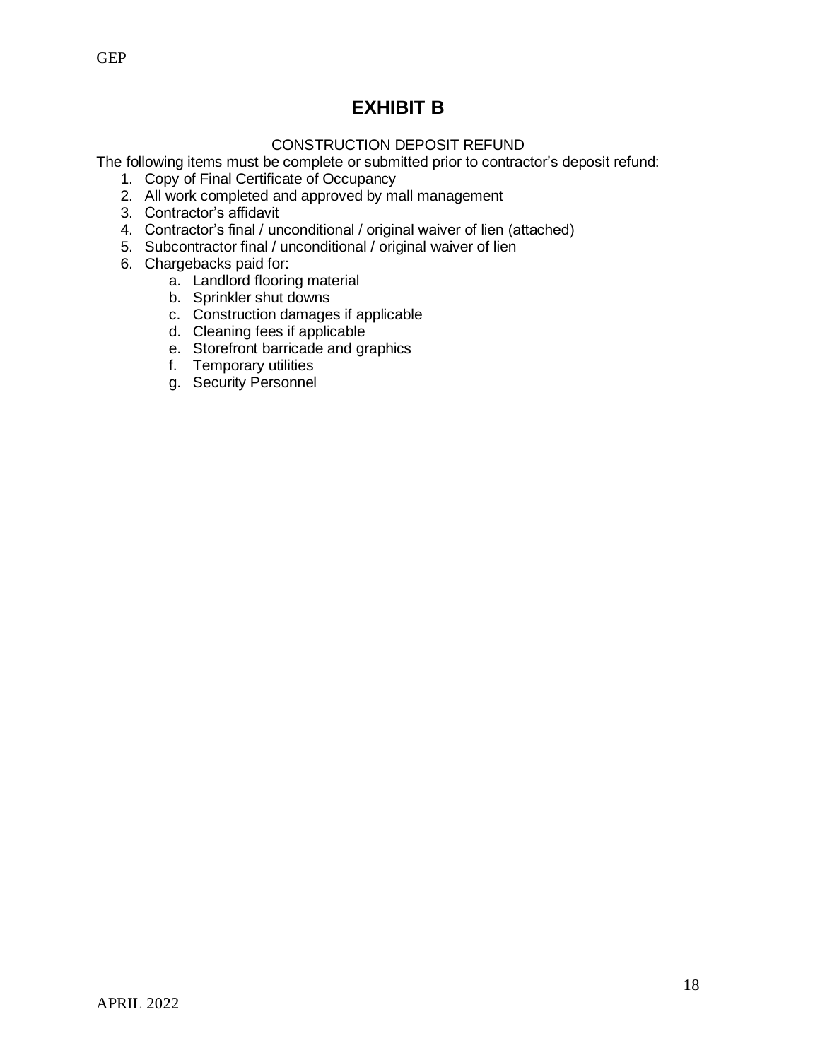# EXHIBIT B

CONSTRUCTION DEPOSIT REFUND

The following items must be complete or submitted prior to contractor's deposit refund:

1. Copy of Final Certificate of Occupancy
2. All work completed and approved by mall management
3. Contractor's affidavit
4. Contractor's final / unconditional / original waiver of lien (attached)
5. Subcontractor final / unconditional / original waiver of lien
6. Chargebacks paid for:
    a. Landlord flooring material
    b. Sprinkler shut downs
    c. Construction damages if applicable
    d. Cleaning fees if applicable
    e. Storefront barricade and graphics
    f. Temporary utilities
    g. Security Personnel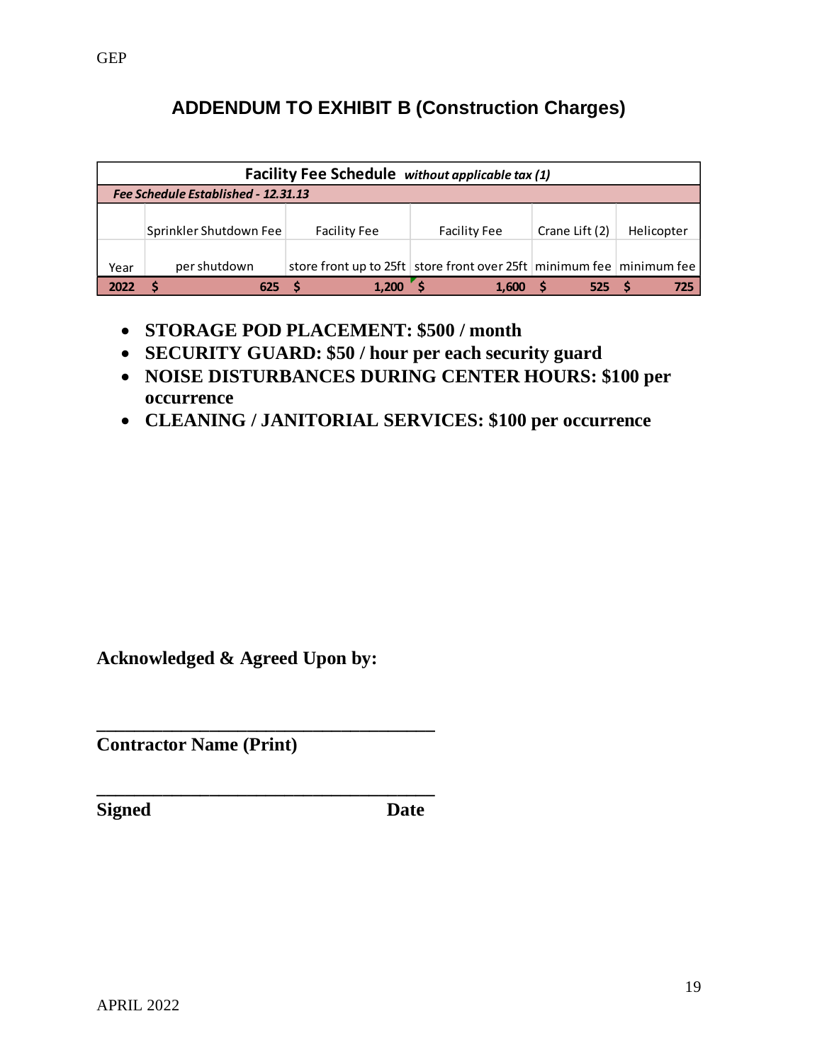# ADDENDUM TO EXHIBIT B (Construction Charges)

| Facility Fee Schedule *without applicable tax (1)* | | | | | |
|---|---|---|---|---|---|
| *Fee Schedule Established - 12.31.13* | | | | | |
| | Sprinkler Shutdown Fee | Facility Fee | Facility Fee | Crane Lift (2) | Helicopter |
| Year | per shutdown | store front up to 25ft | store front over 25ft | minimum fee | minimum fee |
| **2022** | **$ 625** | **$ 1,200** | **$ 1,600** | **$ 525** | **$ 725** |

- **STORAGE POD PLACEMENT: $500 / month**
- **SECURITY GUARD: $50 / hour per each security guard**
- **NOISE DISTURBANCES DURING CENTER HOURS: $100 per occurrence**
- **CLEANING / JANITORIAL SERVICES: $100 per occurrence**

**Acknowledged & Agreed Upon by:**

\_\_\_\_\_\_\_\_\_\_\_\_\_\_\_\_\_\_\_\_\_\_\_\_\_\_\_\_\_\_\_\_\_\_\_\_

**Contractor Name (Print)**

\_\_\_\_\_\_\_\_\_\_\_\_\_\_\_\_\_\_\_\_\_\_\_\_\_\_\_\_\_\_\_\_\_\_\_\_

**Signed Date**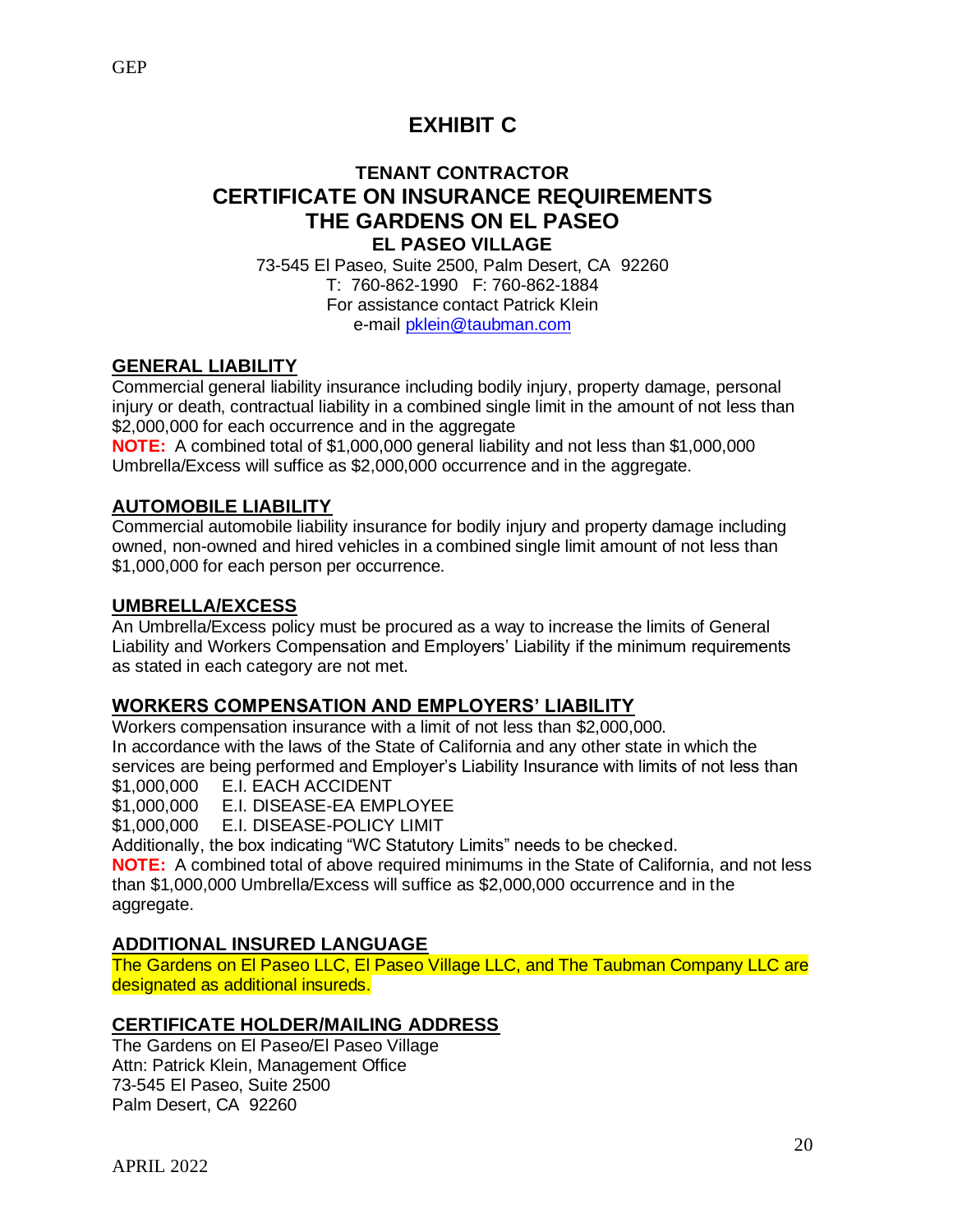# EXHIBIT C

## TENANT CONTRACTOR
## CERTIFICATE ON INSURANCE REQUIREMENTS
## THE GARDENS ON EL PASEO
### EL PASEO VILLAGE

73-545 El Paseo, Suite 2500, Palm Desert, CA 92260
T: 760-862-1990 F: 760-862-1884
For assistance contact Patrick Klein
e-mail pklein@taubman.com

### GENERAL LIABILITY

Commercial general liability insurance including bodily injury, property damage, personal injury or death, contractual liability in a combined single limit in the amount of not less than $2,000,000 for each occurrence and in the aggregate

**NOTE:** A combined total of $1,000,000 general liability and not less than $1,000,000 Umbrella/Excess will suffice as $2,000,000 occurrence and in the aggregate.

### AUTOMOBILE LIABILITY

Commercial automobile liability insurance for bodily injury and property damage including owned, non-owned and hired vehicles in a combined single limit amount of not less than $1,000,000 for each person per occurrence.

### UMBRELLA/EXCESS

An Umbrella/Excess policy must be procured as a way to increase the limits of General Liability and Workers Compensation and Employers' Liability if the minimum requirements as stated in each category are not met.

### WORKERS COMPENSATION AND EMPLOYERS' LIABILITY

Workers compensation insurance with a limit of not less than $2,000,000.
In accordance with the laws of the State of California and any other state in which the services are being performed and Employer's Liability Insurance with limits of not less than

$1,000,000 E.I. EACH ACCIDENT
$1,000,000 E.I. DISEASE-EA EMPLOYEE
$1,000,000 E.I. DISEASE-POLICY LIMIT

Additionally, the box indicating "WC Statutory Limits" needs to be checked.

**NOTE:** A combined total of above required minimums in the State of California, and not less than $1,000,000 Umbrella/Excess will suffice as $2,000,000 occurrence and in the aggregate.

### ADDITIONAL INSURED LANGUAGE

The Gardens on El Paseo LLC, El Paseo Village LLC, and The Taubman Company LLC are designated as additional insureds.

### CERTIFICATE HOLDER/MAILING ADDRESS

The Gardens on El Paseo/El Paseo Village
Attn: Patrick Klein, Management Office
73-545 El Paseo, Suite 2500
Palm Desert, CA 92260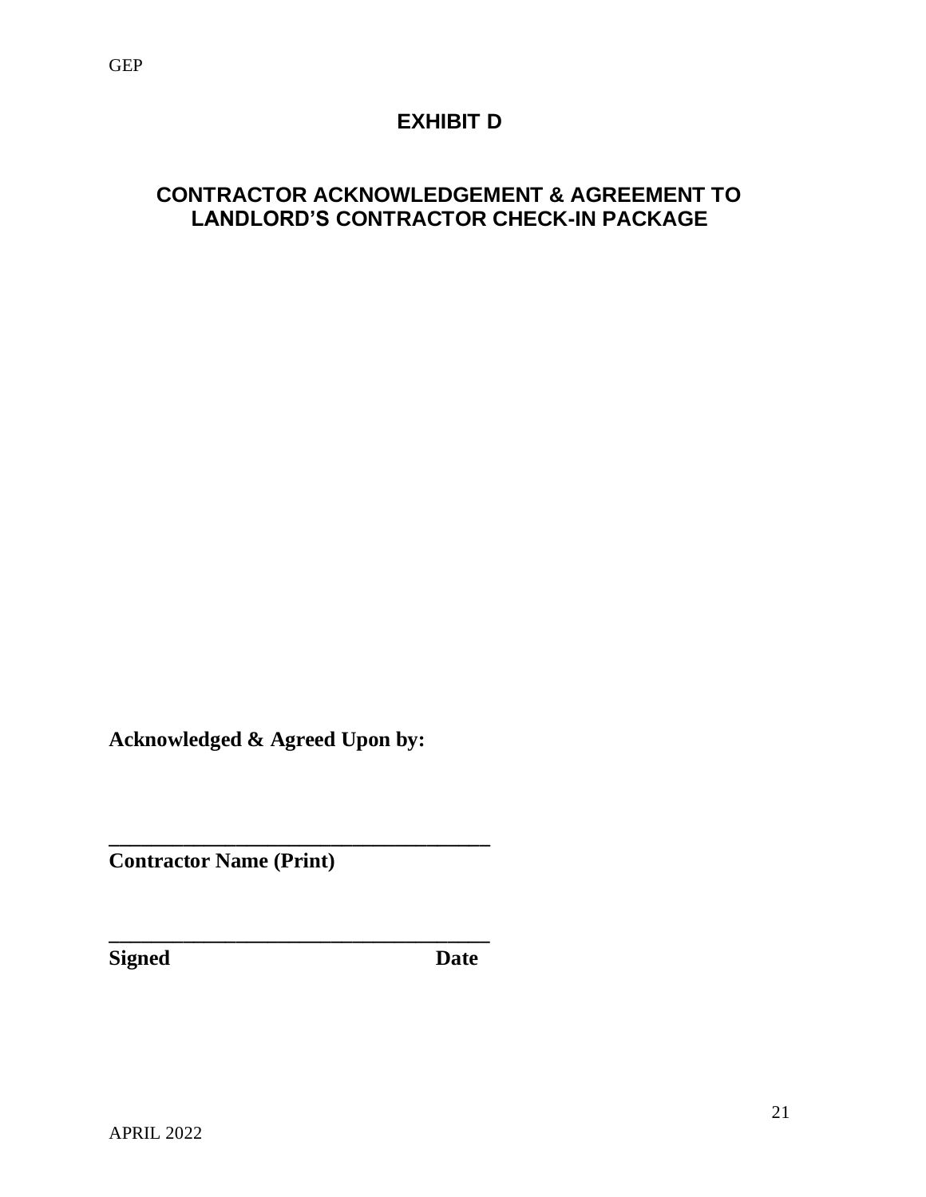# EXHIBIT D

## CONTRACTOR ACKNOWLEDGEMENT & AGREEMENT TO LANDLORD'S CONTRACTOR CHECK-IN PACKAGE

**Acknowledged & Agreed Upon by:**

**_____________________________________**
**Contractor Name (Print)**

**_____________________________________**
**Signed Date**